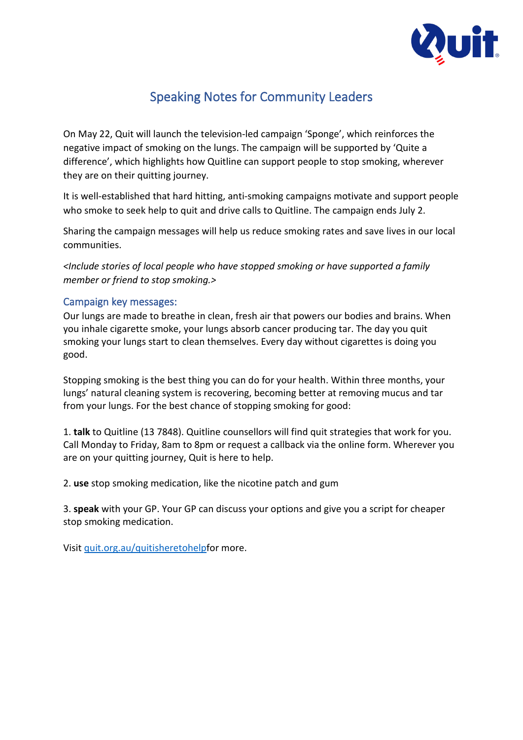# Speaking Notes for Community Leaders

On May 22, Quit will launch the television-led campaign 'Sponge', which reinforces the negative impact of smoking on the lungs. The campaign will be supported by 'Quite a difference', which highlights how Quitline can support people to stop smoking, wherever they are on their quitting journey.

It is well-established that hard hitting, anti-smoking campaigns motivate and support people who smoke to seek help to quit and drive calls to Quitline. The campaign ends July 2.

Sharing the campaign messages will help us reduce smoking rates and save lives in our local communities.

*<Include stories of local people who have stopped smoking or have supported a family member or friend to stop smoking.>*

## Campaign key messages:

Our lungs are made to breathe in clean, fresh air that powers our bodies and brains. When you inhale cigarette smoke, your lungs absorb cancer producing tar. The day you quit smoking your lungs start to clean themselves. Every day without cigarettes is doing you good.

Stopping smoking is the best thing you can do for your health. Within three months, your lungs' natural cleaning system is recovering, becoming better at removing mucus and tar from your lungs. For the best chance of stopping smoking for good:

1. **talk** to Quitline (13 7848). Quitline counsellors will find quit strategies that work for you. Call Monday to Friday, 8am to 8pm or request a callback via the online form. Wherever you are on your quitting journey, Quit is here to help.

2. **use** stop smoking medication, like the nicotine patch and gum

3. **speak** with your GP. Your GP can discuss your options and give you a script for cheaper stop smoking medication.

Visit [quit.org.au/quitisheretohelp](quit.org.au/quitisheretohelp)for more.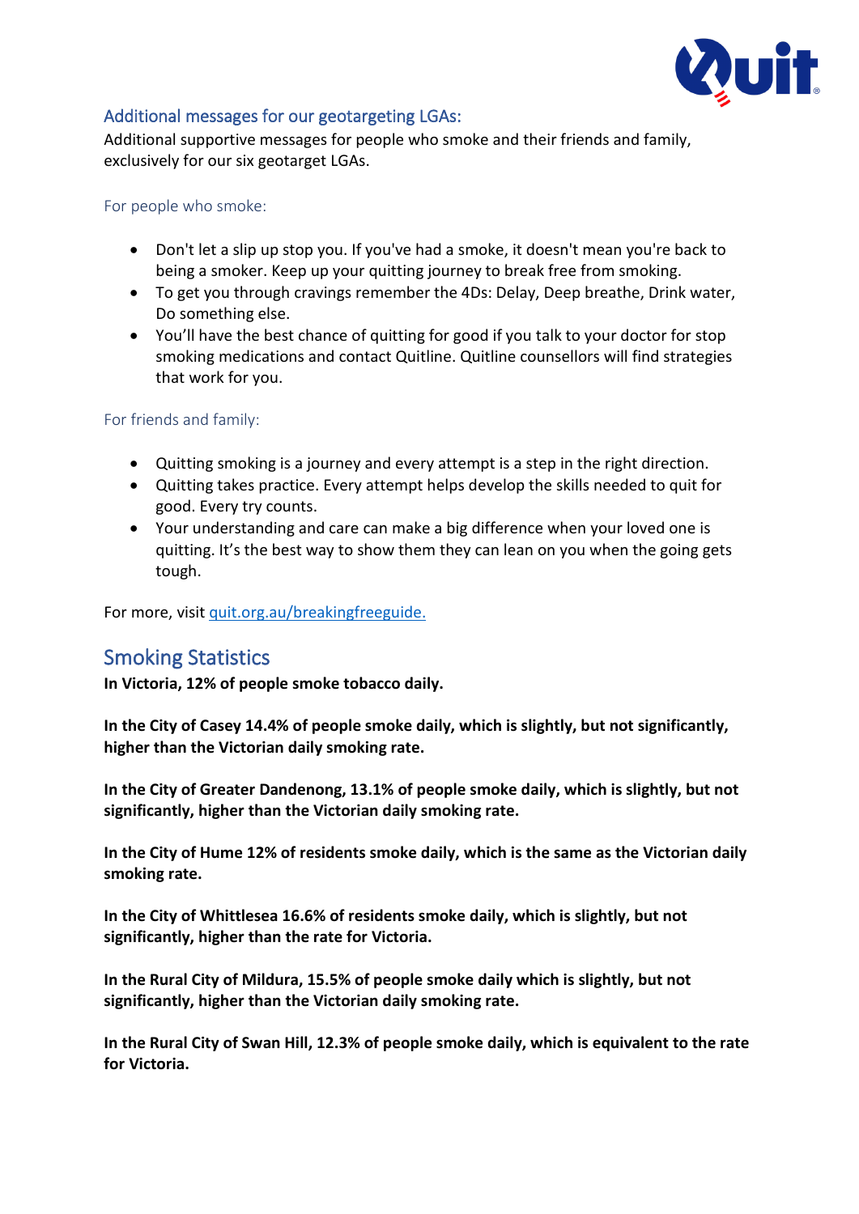## Additional messages for our geotargeting LGAs:

Additional supportive messages for people who smoke and their friends and family, exclusively for our six geotarget LGAs.

### For people who smoke:

- Don't let a slip up stop you. If you've had a smoke, it doesn't mean you're back to being a smoker. Keep up your quitting journey to break free from smoking.
- To get you through cravings remember the 4Ds: Delay, Deep breathe, Drink water, Do something else.
- You'll have the best chance of quitting for good if you talk to your doctor for stop smoking medications and contact Quitline. Quitline counsellors will find strategies that work for you.

### For friends and family:

- Quitting smoking is a journey and every attempt is a step in the right direction.
- Quitting takes practice. Every attempt helps develop the skills needed to quit for good. Every try counts.
- Your understanding and care can make a big difference when your loved one is quitting. It's the best way to show them they can lean on you when the going gets tough.

For more, visit quit.org.au/breakingfreeguide.

## Smoking Statistics

**In Victoria, 12% of people smoke tobacco daily.**

**In the City of Casey 14.4% of people smoke daily, which is slightly, but not significantly, higher than the Victorian daily smoking rate.**

**In the City of Greater Dandenong, 13.1% of people smoke daily, which is slightly, but not significantly, higher than the Victorian daily smoking rate.**

**In the City of Hume 12% of residents smoke daily, which is the same as the Victorian daily smoking rate.**

**In the City of Whittlesea 16.6% of residents smoke daily, which is slightly, but not significantly, higher than the rate for Victoria.**

**In the Rural City of Mildura, 15.5% of people smoke daily which is slightly, but not significantly, higher than the Victorian daily smoking rate.**

**In the Rural City of Swan Hill, 12.3% of people smoke daily, which is equivalent to the rate for Victoria.**